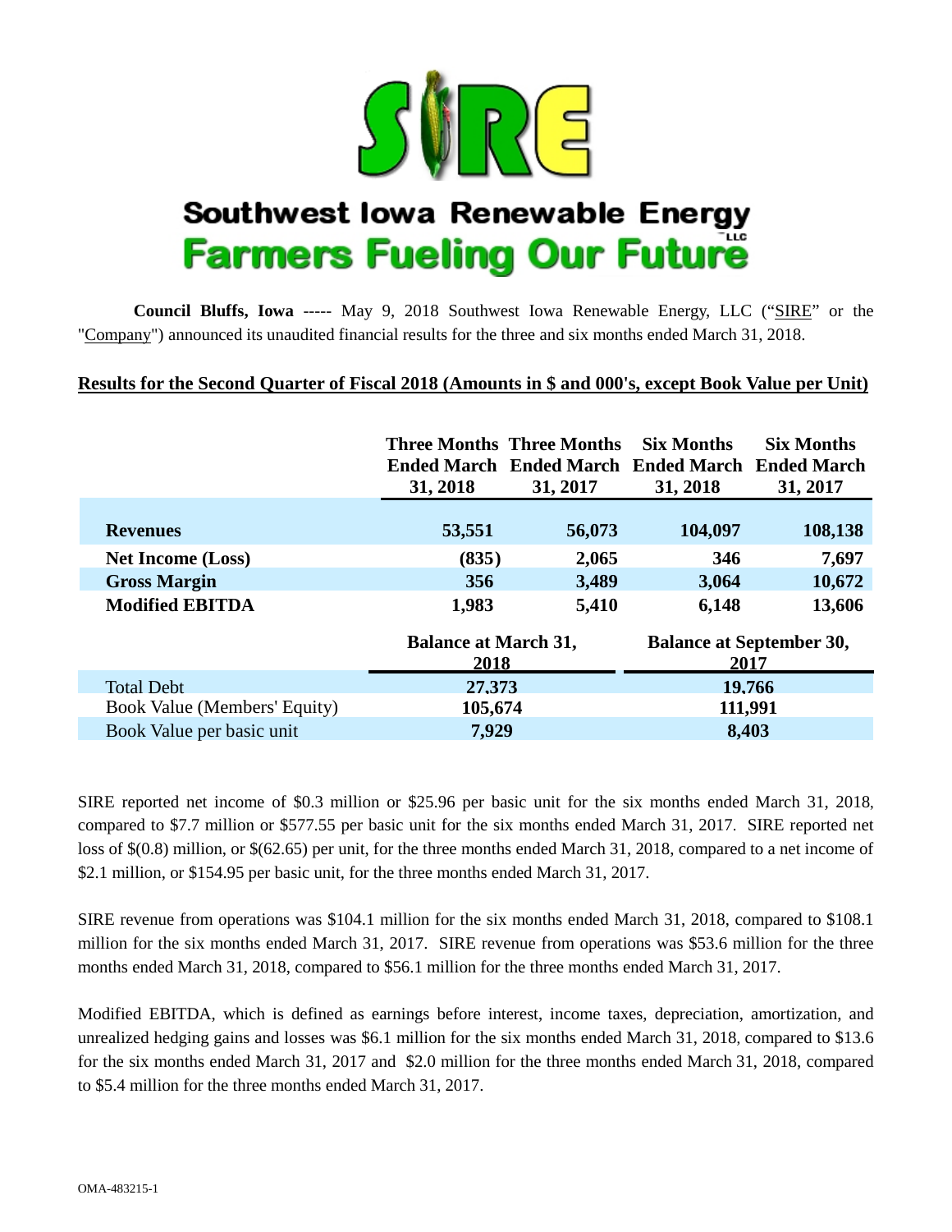# SIRE

## Southwest Iowa Renewable Energy
## Farmers Fueling Our Future

**Council Bluffs, Iowa** ----- May 9, 2018 Southwest Iowa Renewable Energy, LLC ("SIRE" or the "Company") announced its unaudited financial results for the three and six months ended March 31, 2018.

**Results for the Second Quarter of Fiscal 2018 (Amounts in $ and 000's, except Book Value per Unit)**

| | Three Months Ended March 31, 2018 | Three Months Ended March 31, 2017 | Six Months Ended March 31, 2018 | Six Months Ended March 31, 2017 |
|---|---|---|---|---|
| **Revenues** | **53,551** | **56,073** | **104,097** | **108,138** |
| **Net Income (Loss)** | **(835)** | **2,065** | **346** | **7,697** |
| **Gross Margin** | **356** | **3,489** | **3,064** | **10,672** |
| **Modified EBITDA** | **1,983** | **5,410** | **6,148** | **13,606** |

| | Balance at March 31, 2018 | Balance at September 30, 2017 |
|---|---|---|
| Total Debt | 27,373 | 19,766 |
| Book Value (Members' Equity) | 105,674 | 111,991 |
| Book Value per basic unit | 7,929 | 8,403 |

SIRE reported net income of $0.3 million or $25.96 per basic unit for the six months ended March 31, 2018, compared to $7.7 million or $577.55 per basic unit for the six months ended March 31, 2017. SIRE reported net loss of $(0.8) million, or $(62.65) per unit, for the three months ended March 31, 2018, compared to a net income of $2.1 million, or $154.95 per basic unit, for the three months ended March 31, 2017.

SIRE revenue from operations was $104.1 million for the six months ended March 31, 2018, compared to $108.1 million for the six months ended March 31, 2017. SIRE revenue from operations was $53.6 million for the three months ended March 31, 2018, compared to $56.1 million for the three months ended March 31, 2017.

Modified EBITDA, which is defined as earnings before interest, income taxes, depreciation, amortization, and unrealized hedging gains and losses was $6.1 million for the six months ended March 31, 2018, compared to $13.6 for the six months ended March 31, 2017 and $2.0 million for the three months ended March 31, 2018, compared to $5.4 million for the three months ended March 31, 2017.

OMA-483215-1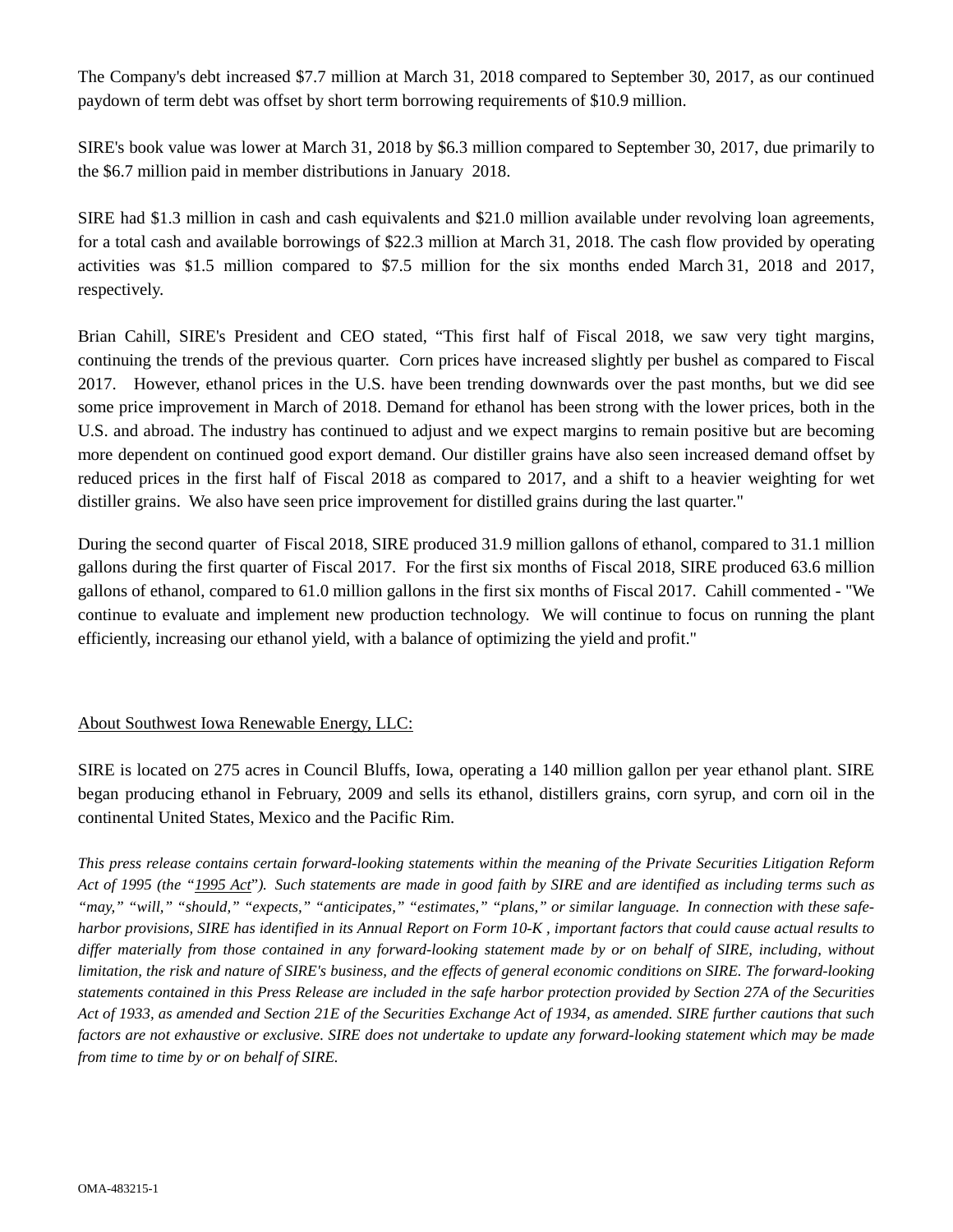The Company's debt increased $7.7 million at March 31, 2018 compared to September 30, 2017, as our continued paydown of term debt was offset by short term borrowing requirements of $10.9 million.

SIRE's book value was lower at March 31, 2018 by $6.3 million compared to September 30, 2017, due primarily to the $6.7 million paid in member distributions in January 2018.

SIRE had $1.3 million in cash and cash equivalents and $21.0 million available under revolving loan agreements, for a total cash and available borrowings of $22.3 million at March 31, 2018. The cash flow provided by operating activities was $1.5 million compared to $7.5 million for the six months ended March 31, 2018 and 2017, respectively.

Brian Cahill, SIRE's President and CEO stated, "This first half of Fiscal 2018, we saw very tight margins, continuing the trends of the previous quarter. Corn prices have increased slightly per bushel as compared to Fiscal 2017. However, ethanol prices in the U.S. have been trending downwards over the past months, but we did see some price improvement in March of 2018. Demand for ethanol has been strong with the lower prices, both in the U.S. and abroad. The industry has continued to adjust and we expect margins to remain positive but are becoming more dependent on continued good export demand. Our distiller grains have also seen increased demand offset by reduced prices in the first half of Fiscal 2018 as compared to 2017, and a shift to a heavier weighting for wet distiller grains. We also have seen price improvement for distilled grains during the last quarter."

During the second quarter of Fiscal 2018, SIRE produced 31.9 million gallons of ethanol, compared to 31.1 million gallons during the first quarter of Fiscal 2017. For the first six months of Fiscal 2018, SIRE produced 63.6 million gallons of ethanol, compared to 61.0 million gallons in the first six months of Fiscal 2017. Cahill commented - "We continue to evaluate and implement new production technology. We will continue to focus on running the plant efficiently, increasing our ethanol yield, with a balance of optimizing the yield and profit."

## About Southwest Iowa Renewable Energy, LLC:

SIRE is located on 275 acres in Council Bluffs, Iowa, operating a 140 million gallon per year ethanol plant. SIRE began producing ethanol in February, 2009 and sells its ethanol, distillers grains, corn syrup, and corn oil in the continental United States, Mexico and the Pacific Rim.

*This press release contains certain forward-looking statements within the meaning of the Private Securities Litigation Reform Act of 1995 (the "1995 Act"). Such statements are made in good faith by SIRE and are identified as including terms such as "may," "will," "should," "expects," "anticipates," "estimates," "plans," or similar language. In connection with these safe-harbor provisions, SIRE has identified in its Annual Report on Form 10-K , important factors that could cause actual results to differ materially from those contained in any forward-looking statement made by or on behalf of SIRE, including, without limitation, the risk and nature of SIRE's business, and the effects of general economic conditions on SIRE. The forward-looking statements contained in this Press Release are included in the safe harbor protection provided by Section 27A of the Securities Act of 1933, as amended and Section 21E of the Securities Exchange Act of 1934, as amended. SIRE further cautions that such factors are not exhaustive or exclusive. SIRE does not undertake to update any forward-looking statement which may be made from time to time by or on behalf of SIRE.*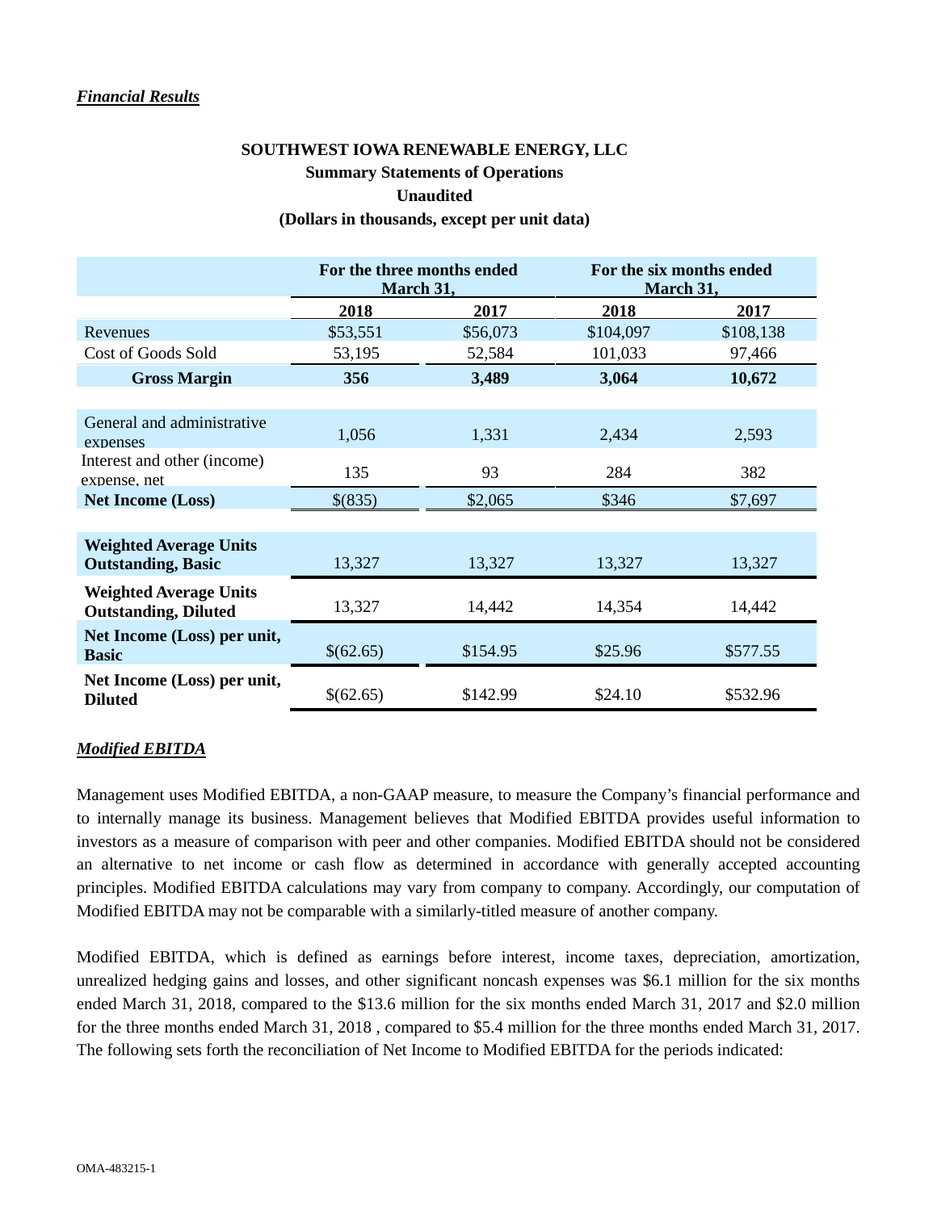### *Financial Results*

**SOUTHWEST IOWA RENEWABLE ENERGY, LLC**
**Summary Statements of Operations**
**Unaudited**
**(Dollars in thousands, except per unit data)**

| | For the three months ended March 31, | | For the six months ended March 31, | |
|---|---|---|---|---|
| | **2018** | **2017** | **2018** | **2017** |
| Revenues | $53,551 | $56,073 | $104,097 | $108,138 |
| Cost of Goods Sold | 53,195 | 52,584 | 101,033 | 97,466 |
| **Gross Margin** | **356** | **3,489** | **3,064** | **10,672** |
| General and administrative expenses | 1,056 | 1,331 | 2,434 | 2,593 |
| Interest and other (income) expense, net | 135 | 93 | 284 | 382 |
| **Net Income (Loss)** | $(835) | $2,065 | $346 | $7,697 |
| **Weighted Average Units Outstanding, Basic** | 13,327 | 13,327 | 13,327 | 13,327 |
| **Weighted Average Units Outstanding, Diluted** | 13,327 | 14,442 | 14,354 | 14,442 |
| **Net Income (Loss) per unit, Basic** | $(62.65) | $154.95 | $25.96 | $577.55 |
| **Net Income (Loss) per unit, Diluted** | $(62.65) | $142.99 | $24.10 | $532.96 |

### *Modified EBITDA*

Management uses Modified EBITDA, a non-GAAP measure, to measure the Company's financial performance and to internally manage its business. Management believes that Modified EBITDA provides useful information to investors as a measure of comparison with peer and other companies. Modified EBITDA should not be considered an alternative to net income or cash flow as determined in accordance with generally accepted accounting principles. Modified EBITDA calculations may vary from company to company. Accordingly, our computation of Modified EBITDA may not be comparable with a similarly-titled measure of another company.

Modified EBITDA, which is defined as earnings before interest, income taxes, depreciation, amortization, unrealized hedging gains and losses, and other significant noncash expenses was $6.1 million for the six months ended March 31, 2018, compared to the $13.6 million for the six months ended March 31, 2017 and $2.0 million for the three months ended March 31, 2018 , compared to $5.4 million for the three months ended March 31, 2017. The following sets forth the reconciliation of Net Income to Modified EBITDA for the periods indicated: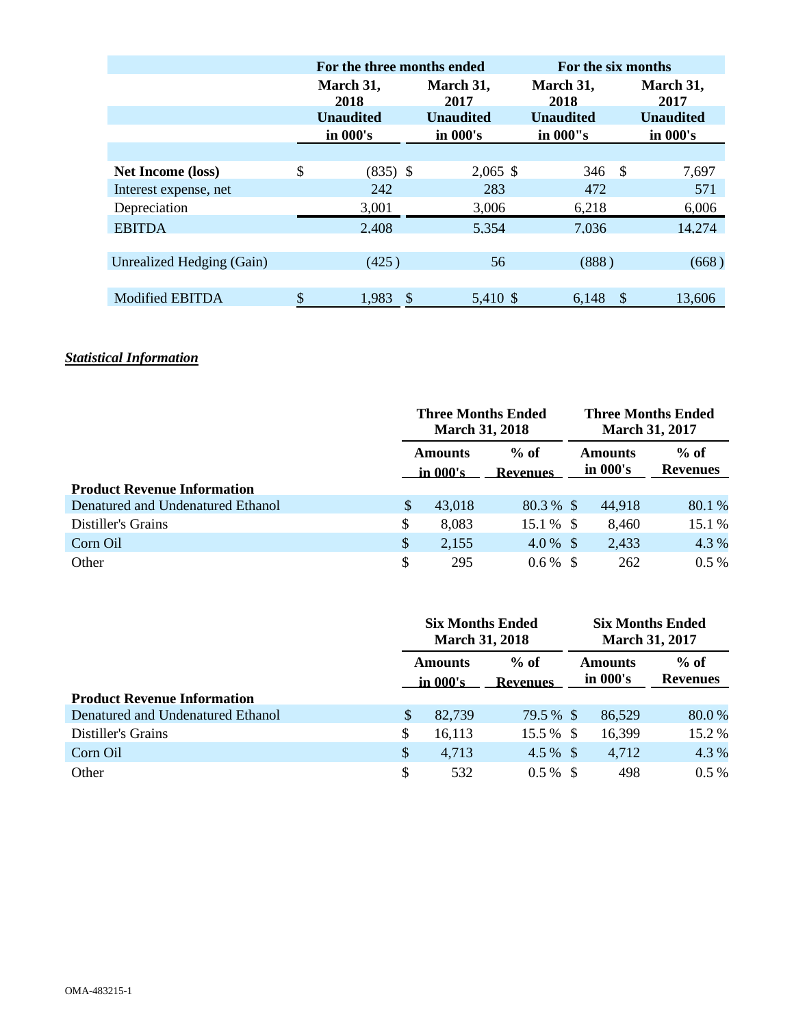| | For the three months ended | | For the six months | |
|---|---|---|---|---|
| | March 31, 2018 Unaudited in 000's | March 31, 2017 Unaudited in 000's | March 31, 2018 Unaudited in 000"s | March 31, 2017 Unaudited in 000's |
| **Net Income (loss)** | $ (835) | $ 2,065 | $ 346 | $ 7,697 |
| Interest expense, net | 242 | 283 | 472 | 571 |
| Depreciation | 3,001 | 3,006 | 6,218 | 6,006 |
| EBITDA | 2,408 | 5,354 | 7,036 | 14,274 |
| Unrealized Hedging (Gain) | (425) | 56 | (888) | (668) |
| Modified EBITDA | $ 1,983 | $ 5,410 | $ 6,148 | $ 13,606 |

***Statistical Information***

| | Three Months Ended March 31, 2018 | | Three Months Ended March 31, 2017 | |
|---|---|---|---|---|
| | Amounts in 000's | % of Revenues | Amounts in 000's | % of Revenues |
| **Product Revenue Information** | | | | |
| Denatured and Undenatured Ethanol | $ 43,018 | 80.3 % | $ 44,918 | 80.1 % |
| Distiller's Grains | $ 8,083 | 15.1 % | $ 8,460 | 15.1 % |
| Corn Oil | $ 2,155 | 4.0 % | $ 2,433 | 4.3 % |
| Other | $ 295 | 0.6 % | $ 262 | 0.5 % |

| | Six Months Ended March 31, 2018 | | Six Months Ended March 31, 2017 | |
|---|---|---|---|---|
| | Amounts in 000's | % of Revenues | Amounts in 000's | % of Revenues |
| **Product Revenue Information** | | | | |
| Denatured and Undenatured Ethanol | $ 82,739 | 79.5 % | $ 86,529 | 80.0 % |
| Distiller's Grains | $ 16,113 | 15.5 % | $ 16,399 | 15.2 % |
| Corn Oil | $ 4,713 | 4.5 % | $ 4,712 | 4.3 % |
| Other | $ 532 | 0.5 % | $ 498 | 0.5 % |

OMA-483215-1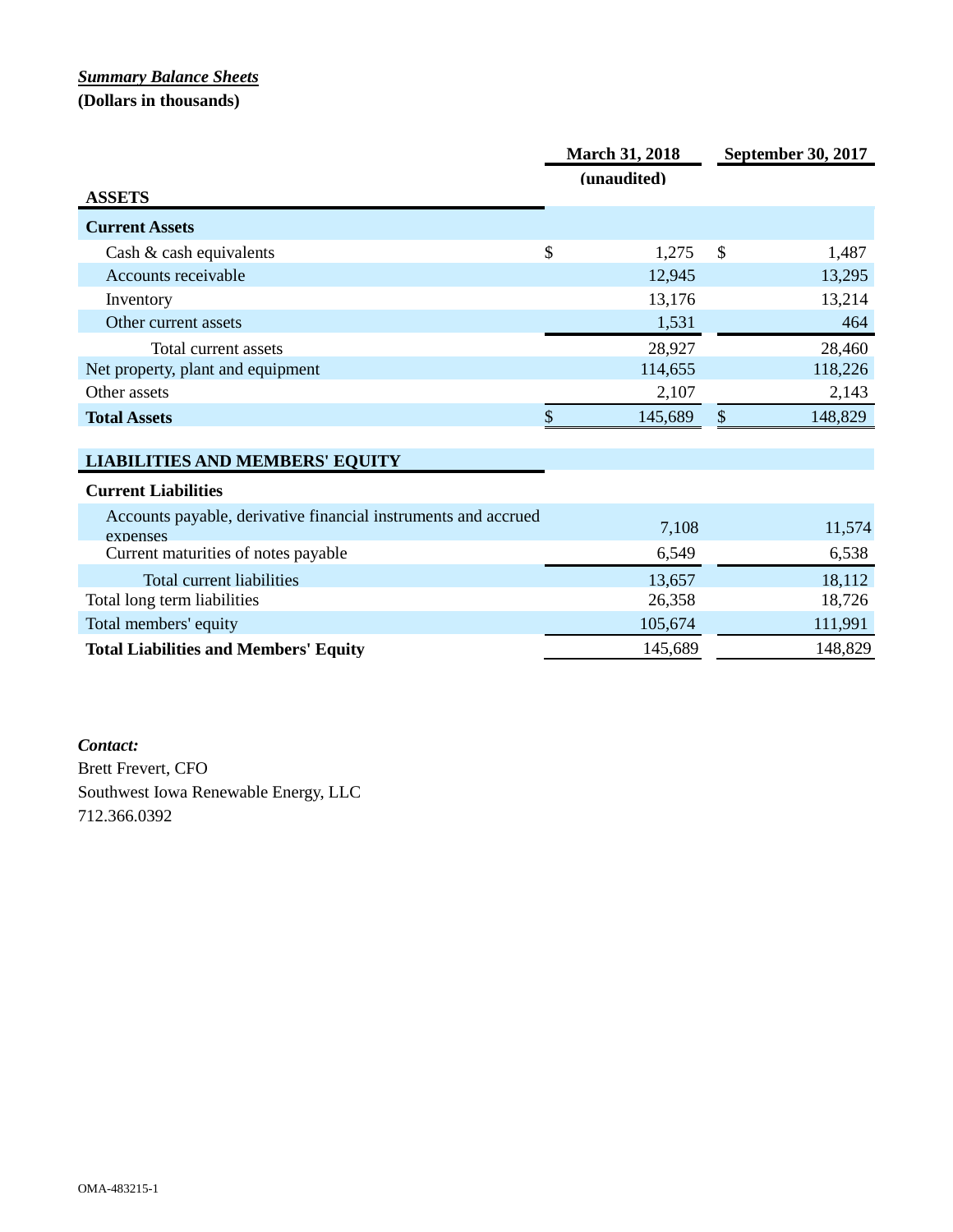***Summary Balance Sheets***

**(Dollars in thousands)**

| | March 31, 2018 | September 30, 2017 |
|---|---|---|
| | (unaudited) | |
| **ASSETS** | | |
| **Current Assets** | | |
| Cash & cash equivalents | $ 1,275 | $ 1,487 |
| Accounts receivable | 12,945 | 13,295 |
| Inventory | 13,176 | 13,214 |
| Other current assets | 1,531 | 464 |
| Total current assets | 28,927 | 28,460 |
| Net property, plant and equipment | 114,655 | 118,226 |
| Other assets | 2,107 | 2,143 |
| **Total Assets** | $ 145,689 | $ 148,829 |
| **LIABILITIES AND MEMBERS' EQUITY** | | |
| **Current Liabilities** | | |
| Accounts payable, derivative financial instruments and accrued expenses | 7,108 | 11,574 |
| Current maturities of notes payable | 6,549 | 6,538 |
| Total current liabilities | 13,657 | 18,112 |
| Total long term liabilities | 26,358 | 18,726 |
| Total members' equity | 105,674 | 111,991 |
| **Total Liabilities and Members' Equity** | 145,689 | 148,829 |

***Contact:***

Brett Frevert, CFO

Southwest Iowa Renewable Energy, LLC

712.366.0392

OMA-483215-1